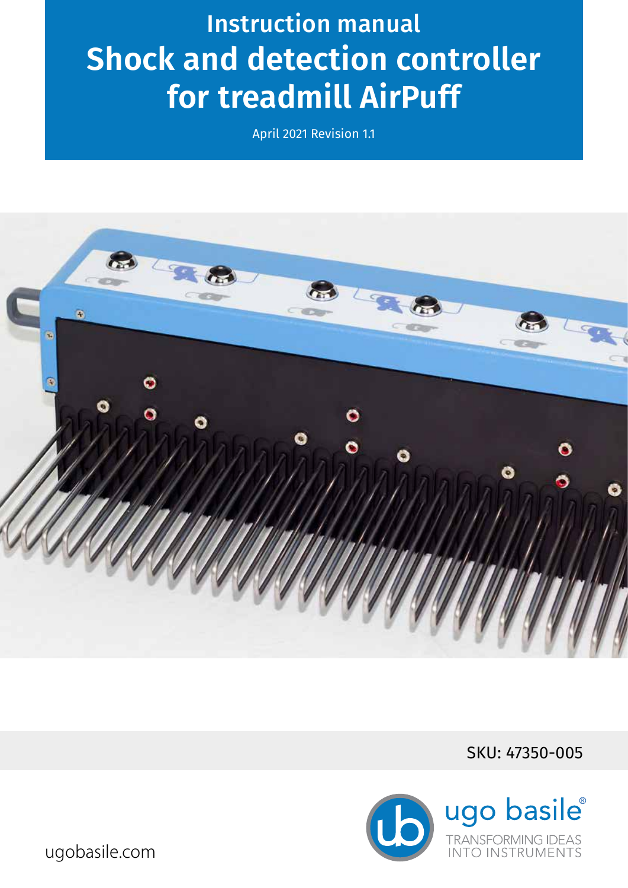# Instruction manual
# Shock and detection controller for treadmill AirPuff

April 2021 Revision 1.1

SKU: 47350-005

ugo basile®
TRANSFORMING IDEAS INTO INSTRUMENTS

ugobasile.com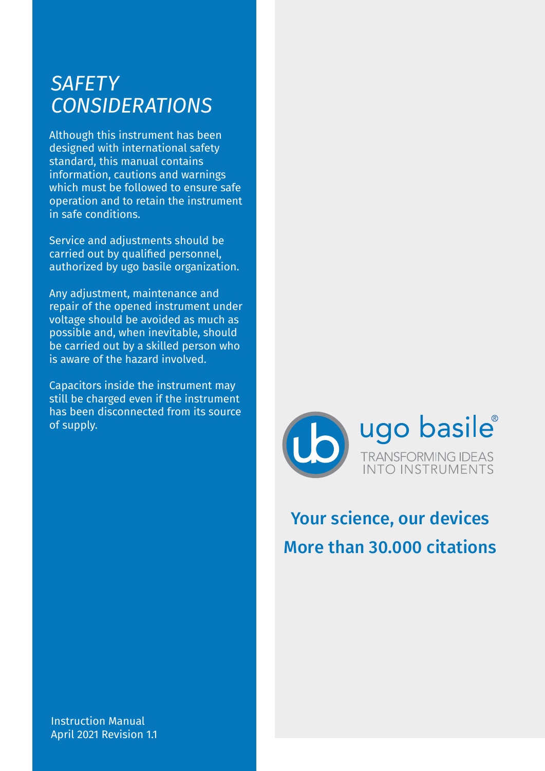# *SAFETY CONSIDERATIONS*

Although this instrument has been designed with international safety standard, this manual contains information, cautions and warnings which must be followed to ensure safe operation and to retain the instrument in safe conditions.

Service and adjustments should be carried out by qualified personnel, authorized by ugo basile organization.

Any adjustment, maintenance and repair of the opened instrument under voltage should be avoided as much as possible and, when inevitable, should be carried out by a skilled person who is aware of the hazard involved.

Capacitors inside the instrument may still be charged even if the instrument has been disconnected from its source of supply.

ugo basile®

TRANSFORMING IDEAS INTO INSTRUMENTS

**Your science, our devices**

**More than 30.000 citations**

Instruction Manual
April 2021 Revision 1.1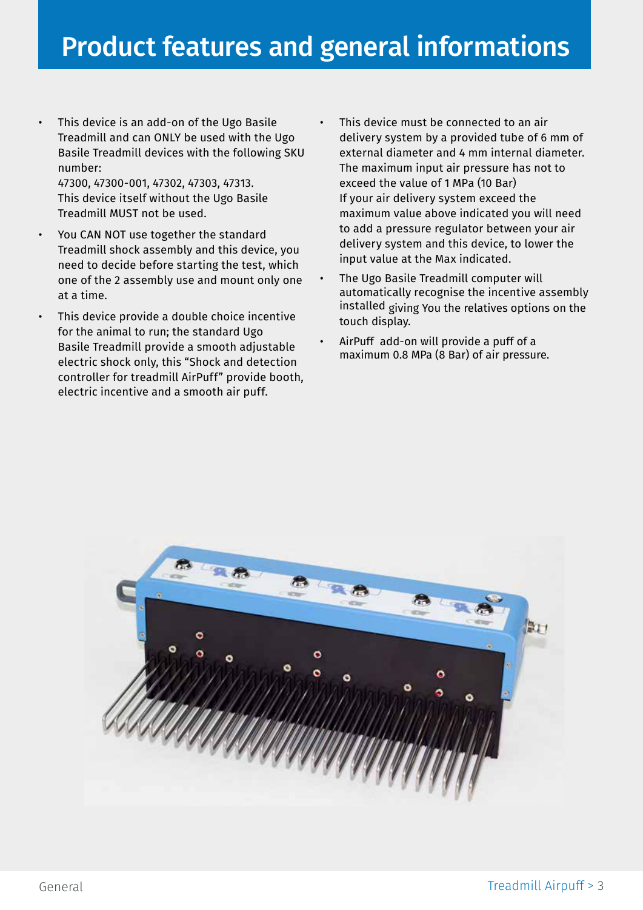# Product features and general informations

- This device is an add-on of the Ugo Basile Treadmill and can ONLY be used with the Ugo Basile Treadmill devices with the following SKU number:
  47300, 47300-001, 47302, 47303, 47313.
  This device itself without the Ugo Basile Treadmill MUST not be used.
- You CAN NOT use together the standard Treadmill shock assembly and this device, you need to decide before starting the test, which one of the 2 assembly use and mount only one at a time.
- This device provide a double choice incentive for the animal to run; the standard Ugo Basile Treadmill provide a smooth adjustable electric shock only, this “Shock and detection controller for treadmill AirPuff” provide booth, electric incentive and a smooth air puff.
- This device must be connected to an air delivery system by a provided tube of 6 mm of external diameter and 4 mm internal diameter. The maximum input air pressure has not to exceed the value of 1 MPa (10 Bar)
  If your air delivery system exceed the maximum value above indicated you will need to add a pressure regulator between your air delivery system and this device, to lower the input value at the Max indicated.
- The Ugo Basile Treadmill computer will automatically recognise the incentive assembly installed giving You the relatives options on the touch display.
- AirPuff add-on will provide a puff of a maximum 0.8 MPa (8 Bar) of air pressure.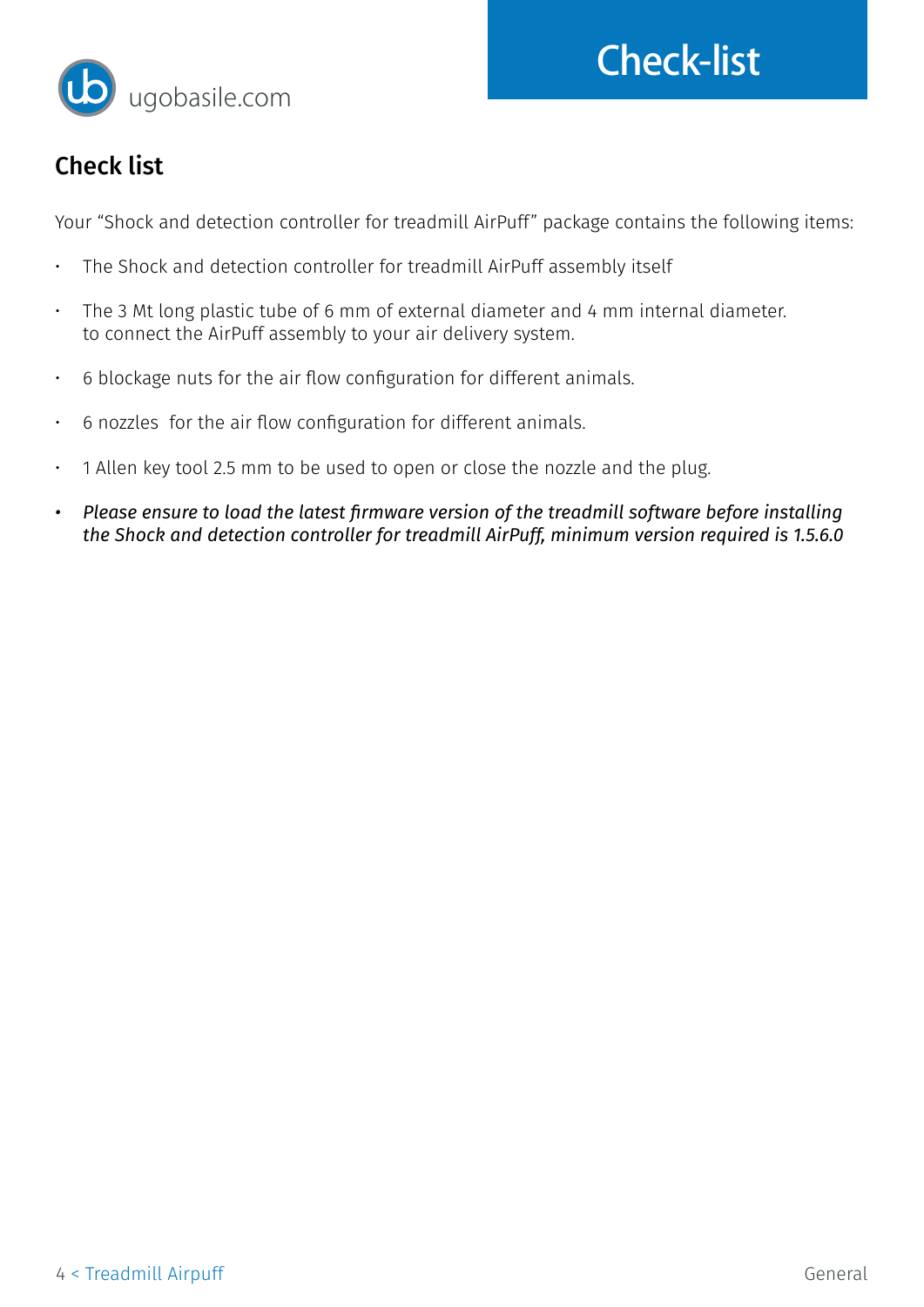# Check-list

## Check list

Your "Shock and detection controller for treadmill AirPuff" package contains the following items:

- The Shock and detection controller for treadmill AirPuff assembly itself
- The 3 Mt long plastic tube of 6 mm of external diameter and 4 mm internal diameter. to connect the AirPuff assembly to your air delivery system.
- 6 blockage nuts for the air flow configuration for different animals.
- 6 nozzles for the air flow configuration for different animals.
- 1 Allen key tool 2.5 mm to be used to open or close the nozzle and the plug.
- *Please ensure to load the latest firmware version of the treadmill software before installing the Shock and detection controller for treadmill AirPuff, minimum version required is 1.5.6.0*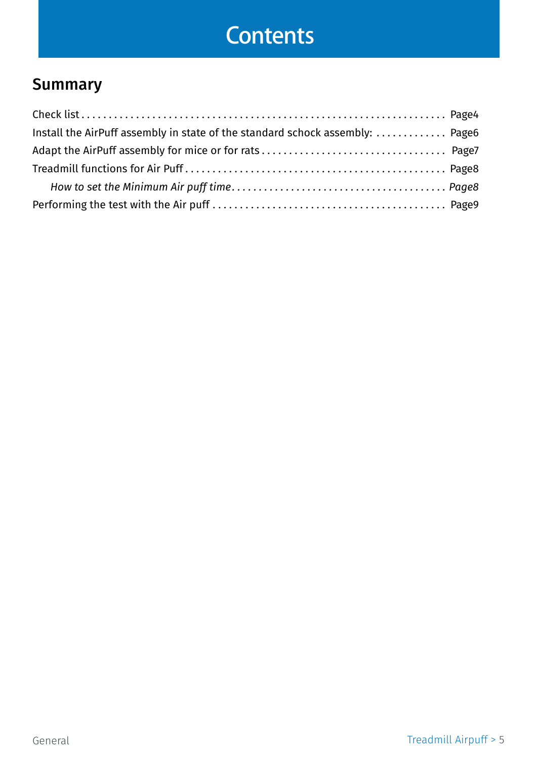# Contents

## Summary

Check list .......................................................................... Page4

Install the AirPuff assembly in state of the standard schock assembly: ............. Page6

Adapt the AirPuff assembly for mice or for rats .................................. Page7

Treadmill functions for Air Puff ................................................. Page8

- *How to set the Minimum Air puff time....................................... Page8*

Performing the test with the Air puff ........................................... Page9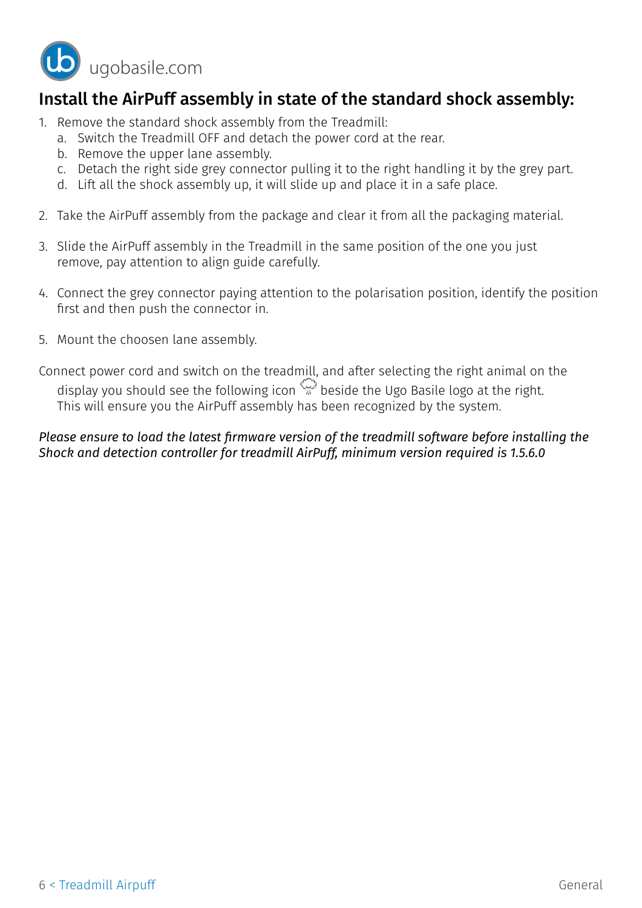## Install the AirPuff assembly in state of the standard shock assembly:

1. Remove the standard shock assembly from the Treadmill:
   a. Switch the Treadmill OFF and detach the power cord at the rear.
   b. Remove the upper lane assembly.
   c. Detach the right side grey connector pulling it to the right handling it by the grey part.
   d. Lift all the shock assembly up, it will slide up and place it in a safe place.

2. Take the AirPuff assembly from the package and clear it from all the packaging material.

3. Slide the AirPuff assembly in the Treadmill in the same position of the one you just remove, pay attention to align guide carefully.

4. Connect the grey connector paying attention to the polarisation position, identify the position first and then push the connector in.

5. Mount the choosen lane assembly.

Connect power cord and switch on the treadmill, and after selecting the right animal on the display you should see the following icon beside the Ugo Basile logo at the right. This will ensure you the AirPuff assembly has been recognized by the system.

*Please ensure to load the latest firmware version of the treadmill software before installing the Shock and detection controller for treadmill AirPuff, minimum version required is 1.5.6.0*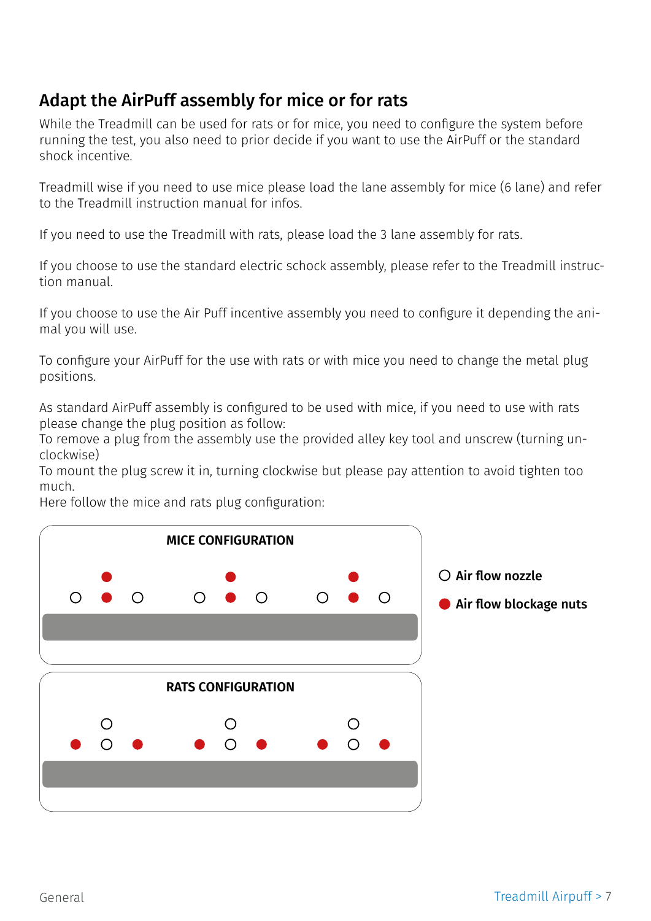## Adapt the AirPuff assembly for mice or for rats

While the Treadmill can be used for rats or for mice, you need to configure the system before running the test, you also need to prior decide if you want to use the AirPuff or the standard shock incentive.

Treadmill wise if you need to use mice please load the lane assembly for mice (6 lane) and refer to the Treadmill instruction manual for infos.

If you need to use the Treadmill with rats, please load the 3 lane assembly for rats.

If you choose to use the standard electric schock assembly, please refer to the Treadmill instruction manual.

If you choose to use the Air Puff incentive assembly you need to configure it depending the animal you will use.

To configure your AirPuff for the use with rats or with mice you need to change the metal plug positions.

As standard AirPuff assembly is configured to be used with mice, if you need to use with rats please change the plug position as follow:
To remove a plug from the assembly use the provided alley key tool and unscrew (turning unclockwise)
To mount the plug screw it in, turning clockwise but please pay attention to avoid tighten too much.
Here follow the mice and rats plug configuration:

**MICE CONFIGURATION**

**RATS CONFIGURATION**

**Air flow nozzle**

**Air flow blockage nuts**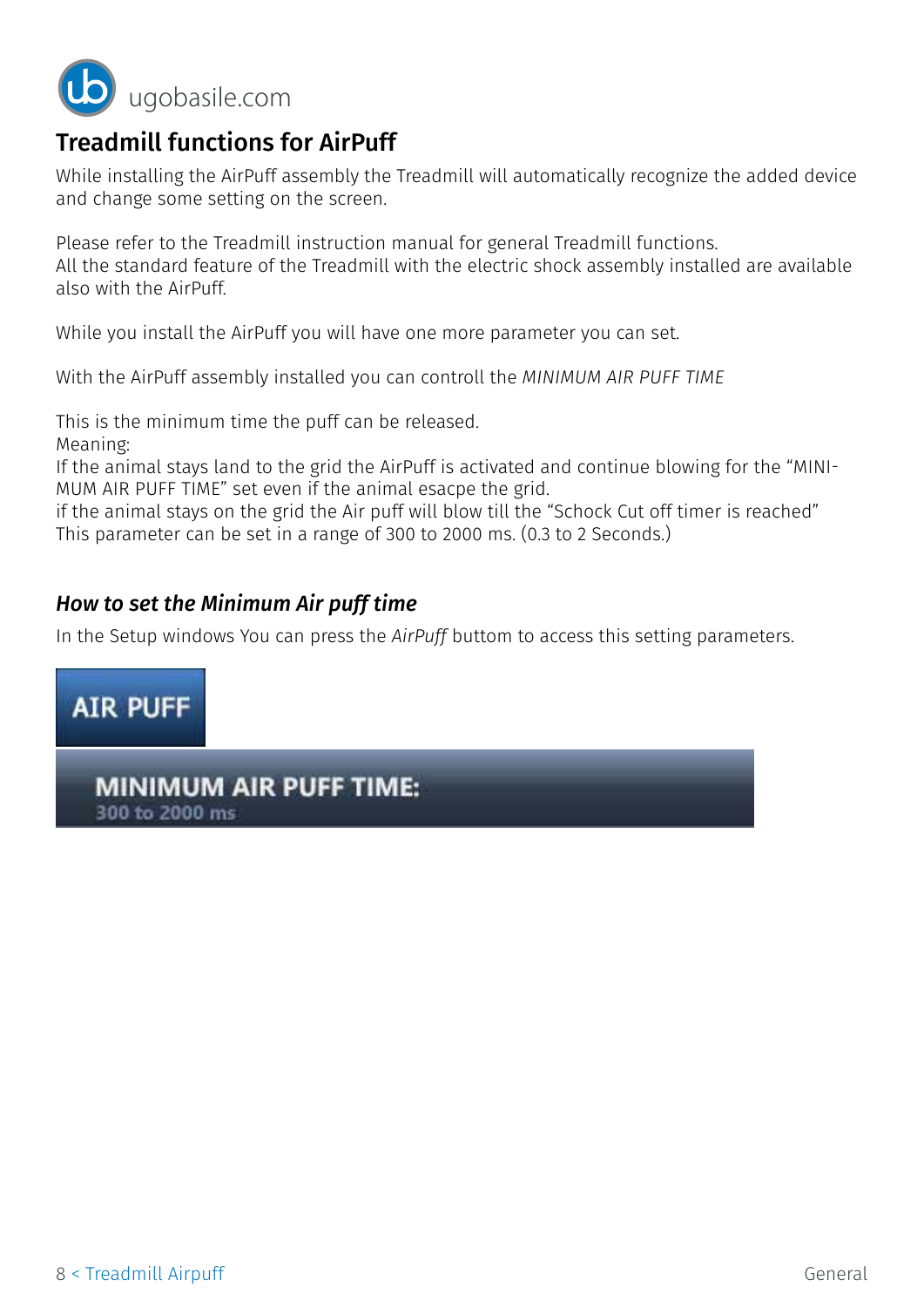## Treadmill functions for AirPuff

While installing the AirPuff assembly the Treadmill will automatically recognize the added device and change some setting on the screen.

Please refer to the Treadmill instruction manual for general Treadmill functions.
All the standard feature of the Treadmill with the electric shock assembly installed are available also with the AirPuff.

While you install the AirPuff you will have one more parameter you can set.

With the AirPuff assembly installed you can controll the *MINIMUM AIR PUFF TIME*

This is the minimum time the puff can be released.
Meaning:
If the animal stays land to the grid the AirPuff is activated and continue blowing for the "MINIMUM AIR PUFF TIME" set even if the animal esacpe the grid.
if the animal stays on the grid the Air puff will blow till the "Schock Cut off timer is reached"
This parameter can be set in a range of 300 to 2000 ms. (0.3 to 2 Seconds.)

### *How to set the Minimum Air puff time*

In the Setup windows You can press the *AirPuff* buttom to access this setting parameters.

AIR PUFF

MINIMUM AIR PUFF TIME:
300 to 2000 ms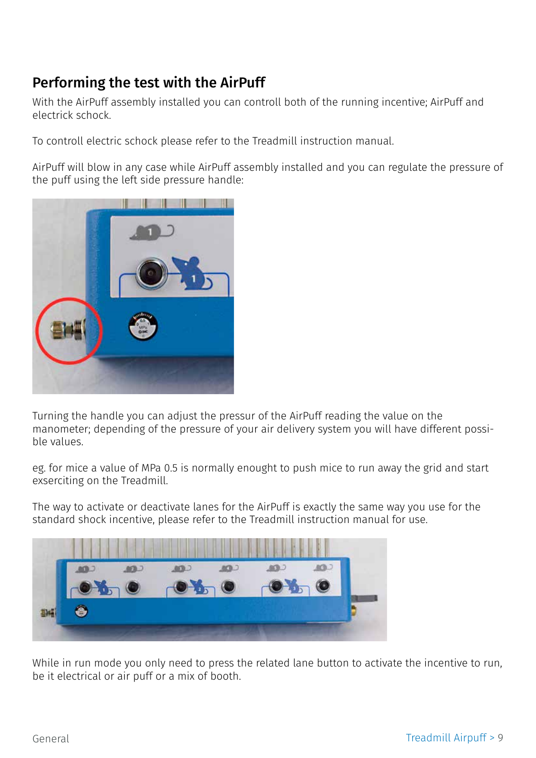## Performing the test with the AirPuff

With the AirPuff assembly installed you can controll both of the running incentive; AirPuff and electrick schock.

To controll electric schock please refer to the Treadmill instruction manual.

AirPuff will blow in any case while AirPuff assembly installed and you can regulate the pressure of the puff using the left side pressure handle:

Turning the handle you can adjust the pressur of the AirPuff reading the value on the manometer; depending of the pressure of your air delivery system you will have different possible values.

eg. for mice a value of MPa 0.5 is normally enought to push mice to run away the grid and start exserciting on the Treadmill.

The way to activate or deactivate lanes for the AirPuff is exactly the same way you use for the standard shock incentive, please refer to the Treadmill instruction manual for use.

While in run mode you only need to press the related lane button to activate the incentive to run, be it electrical or air puff or a mix of booth.